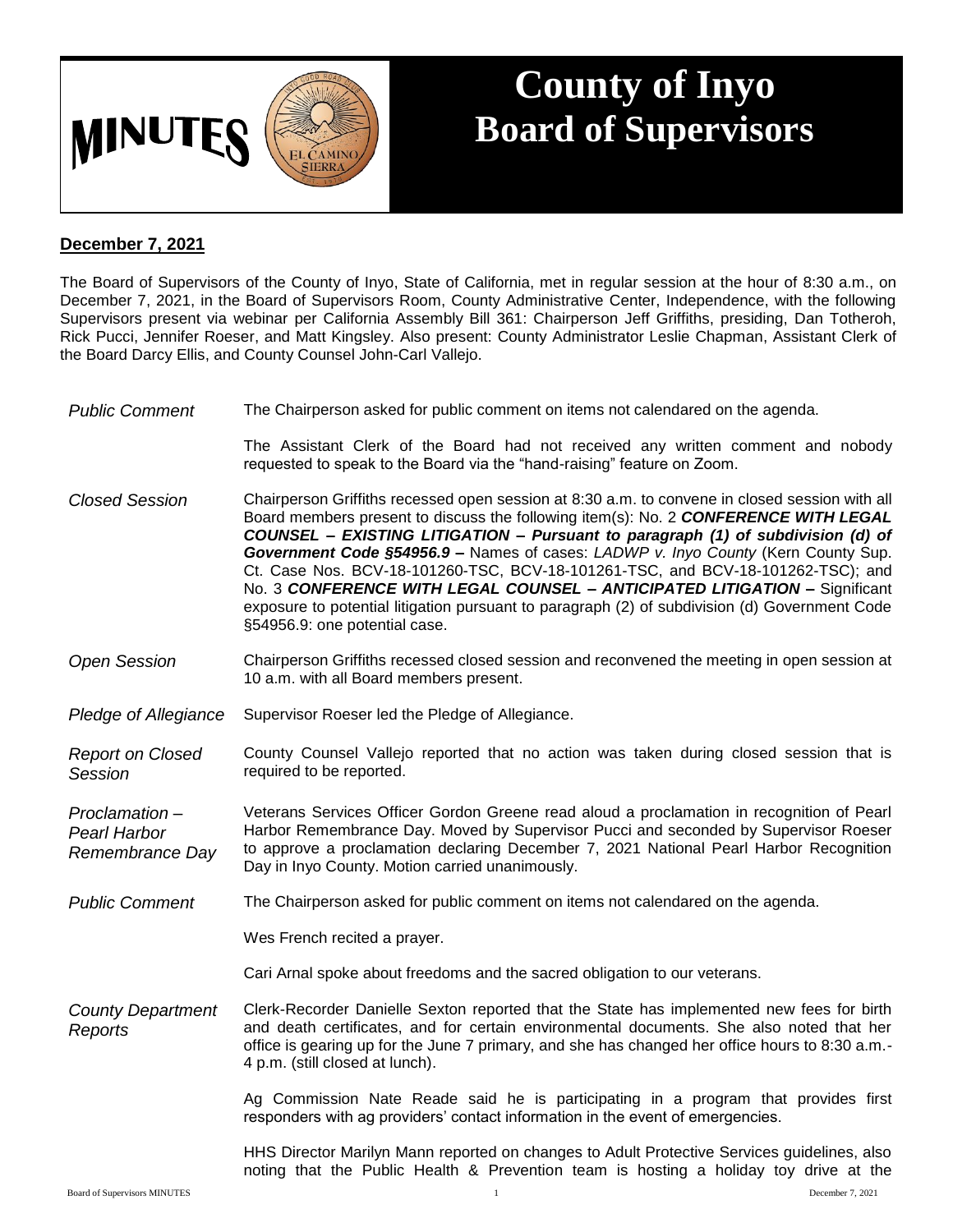# MINUTES

# County of Inyo Board of Supervisors

**December 7, 2021**

The Board of Supervisors of the County of Inyo, State of California, met in regular session at the hour of 8:30 a.m., on December 7, 2021, in the Board of Supervisors Room, County Administrative Center, Independence, with the following Supervisors present via webinar per California Assembly Bill 361: Chairperson Jeff Griffiths, presiding, Dan Totheroh, Rick Pucci, Jennifer Roeser, and Matt Kingsley. Also present: County Administrator Leslie Chapman, Assistant Clerk of the Board Darcy Ellis, and County Counsel John-Carl Vallejo.

*Public Comment*

The Chairperson asked for public comment on items not calendared on the agenda.

The Assistant Clerk of the Board had not received any written comment and nobody requested to speak to the Board via the "hand-raising" feature on Zoom.

*Closed Session*

Chairperson Griffiths recessed open session at 8:30 a.m. to convene in closed session with all Board members present to discuss the following item(s): No. 2 ***CONFERENCE WITH LEGAL COUNSEL – EXISTING LITIGATION – Pursuant to paragraph (1) of subdivision (d) of Government Code §54956.9 –*** Names of cases: *LADWP v. Inyo County* (Kern County Sup. Ct. Case Nos. BCV-18-101260-TSC, BCV-18-101261-TSC, and BCV-18-101262-TSC); and No. 3 ***CONFERENCE WITH LEGAL COUNSEL – ANTICIPATED LITIGATION –*** Significant exposure to potential litigation pursuant to paragraph (2) of subdivision (d) Government Code §54956.9: one potential case.

*Open Session*

Chairperson Griffiths recessed closed session and reconvened the meeting in open session at 10 a.m. with all Board members present.

*Pledge of Allegiance*

Supervisor Roeser led the Pledge of Allegiance.

*Report on Closed Session*

County Counsel Vallejo reported that no action was taken during closed session that is required to be reported.

*Proclamation – Pearl Harbor Remembrance Day*

Veterans Services Officer Gordon Greene read aloud a proclamation in recognition of Pearl Harbor Remembrance Day. Moved by Supervisor Pucci and seconded by Supervisor Roeser to approve a proclamation declaring December 7, 2021 National Pearl Harbor Recognition Day in Inyo County. Motion carried unanimously.

*Public Comment*

The Chairperson asked for public comment on items not calendared on the agenda.

Wes French recited a prayer.

Cari Arnal spoke about freedoms and the sacred obligation to our veterans.

*County Department Reports*

Clerk-Recorder Danielle Sexton reported that the State has implemented new fees for birth and death certificates, and for certain environmental documents. She also noted that her office is gearing up for the June 7 primary, and she has changed her office hours to 8:30 a.m.-4 p.m. (still closed at lunch).

Ag Commission Nate Reade said he is participating in a program that provides first responders with ag providers' contact information in the event of emergencies.

HHS Director Marilyn Mann reported on changes to Adult Protective Services guidelines, also noting that the Public Health & Prevention team is hosting a holiday toy drive at the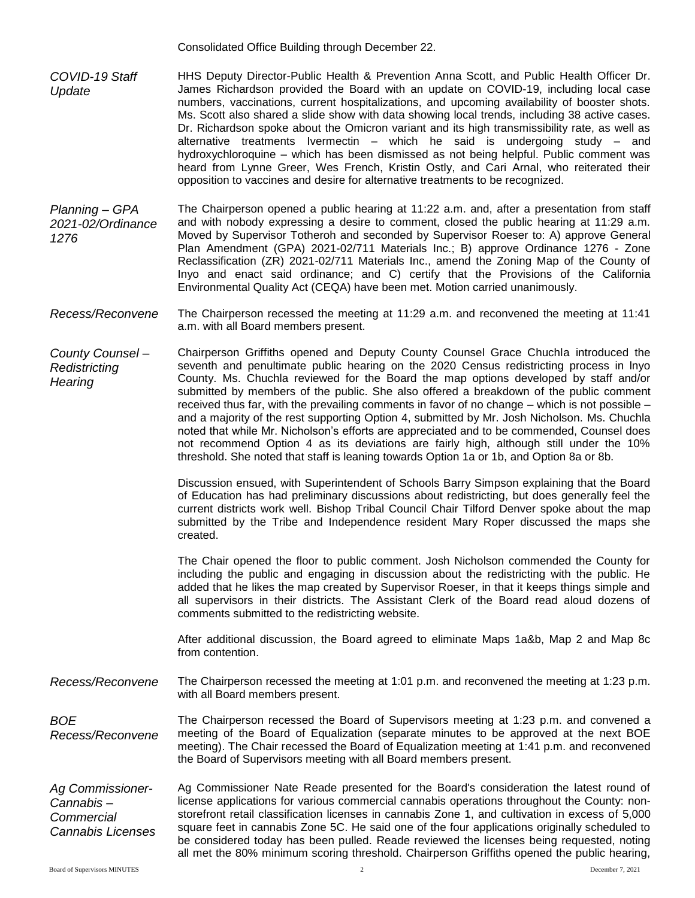Consolidated Office Building through December 22.

*COVID-19 Staff Update*

HHS Deputy Director-Public Health & Prevention Anna Scott, and Public Health Officer Dr. James Richardson provided the Board with an update on COVID-19, including local case numbers, vaccinations, current hospitalizations, and upcoming availability of booster shots. Ms. Scott also shared a slide show with data showing local trends, including 38 active cases. Dr. Richardson spoke about the Omicron variant and its high transmissibility rate, as well as alternative treatments Ivermectin – which he said is undergoing study – and hydroxychloroquine – which has been dismissed as not being helpful. Public comment was heard from Lynne Greer, Wes French, Kristin Ostly, and Cari Arnal, who reiterated their opposition to vaccines and desire for alternative treatments to be recognized.

*Planning – GPA 2021-02/Ordinance 1276*

The Chairperson opened a public hearing at 11:22 a.m. and, after a presentation from staff and with nobody expressing a desire to comment, closed the public hearing at 11:29 a.m. Moved by Supervisor Totheroh and seconded by Supervisor Roeser to: A) approve General Plan Amendment (GPA) 2021-02/711 Materials Inc.; B) approve Ordinance 1276 - Zone Reclassification (ZR) 2021-02/711 Materials Inc., amend the Zoning Map of the County of Inyo and enact said ordinance; and C) certify that the Provisions of the California Environmental Quality Act (CEQA) have been met. Motion carried unanimously.

*Recess/Reconvene*

The Chairperson recessed the meeting at 11:29 a.m. and reconvened the meeting at 11:41 a.m. with all Board members present.

*County Counsel – Redistricting Hearing*

Chairperson Griffiths opened and Deputy County Counsel Grace Chuchla introduced the seventh and penultimate public hearing on the 2020 Census redistricting process in Inyo County. Ms. Chuchla reviewed for the Board the map options developed by staff and/or submitted by members of the public. She also offered a breakdown of the public comment received thus far, with the prevailing comments in favor of no change – which is not possible – and a majority of the rest supporting Option 4, submitted by Mr. Josh Nicholson. Ms. Chuchla noted that while Mr. Nicholson's efforts are appreciated and to be commended, Counsel does not recommend Option 4 as its deviations are fairly high, although still under the 10% threshold. She noted that staff is leaning towards Option 1a or 1b, and Option 8a or 8b.

Discussion ensued, with Superintendent of Schools Barry Simpson explaining that the Board of Education has had preliminary discussions about redistricting, but does generally feel the current districts work well. Bishop Tribal Council Chair Tilford Denver spoke about the map submitted by the Tribe and Independence resident Mary Roper discussed the maps she created.

The Chair opened the floor to public comment. Josh Nicholson commended the County for including the public and engaging in discussion about the redistricting with the public. He added that he likes the map created by Supervisor Roeser, in that it keeps things simple and all supervisors in their districts. The Assistant Clerk of the Board read aloud dozens of comments submitted to the redistricting website.

After additional discussion, the Board agreed to eliminate Maps 1a&b, Map 2 and Map 8c from contention.

*Recess/Reconvene*

The Chairperson recessed the meeting at 1:01 p.m. and reconvened the meeting at 1:23 p.m. with all Board members present.

*BOE Recess/Reconvene*

The Chairperson recessed the Board of Supervisors meeting at 1:23 p.m. and convened a meeting of the Board of Equalization (separate minutes to be approved at the next BOE meeting). The Chair recessed the Board of Equalization meeting at 1:41 p.m. and reconvened the Board of Supervisors meeting with all Board members present.

*Ag Commissioner-Cannabis – Commercial Cannabis Licenses*

Ag Commissioner Nate Reade presented for the Board's consideration the latest round of license applications for various commercial cannabis operations throughout the County: non-storefront retail classification licenses in cannabis Zone 1, and cultivation in excess of 5,000 square feet in cannabis Zone 5C. He said one of the four applications originally scheduled to be considered today has been pulled. Reade reviewed the licenses being requested, noting all met the 80% minimum scoring threshold. Chairperson Griffiths opened the public hearing,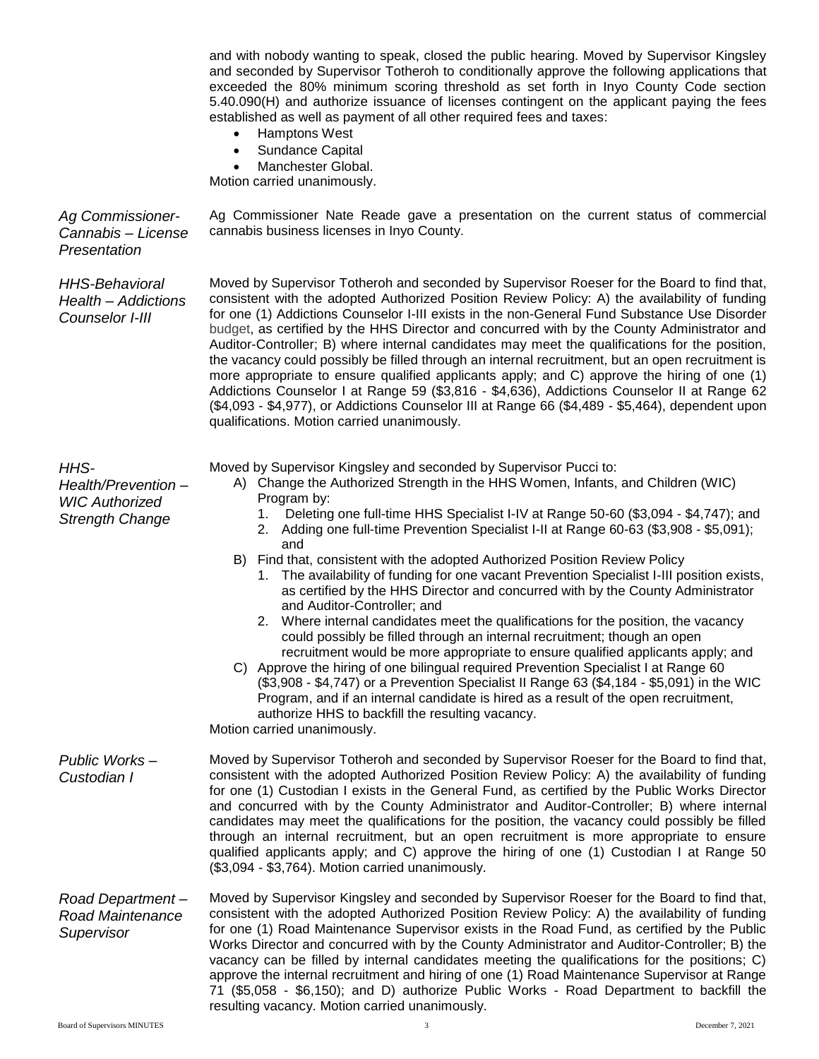and with nobody wanting to speak, closed the public hearing. Moved by Supervisor Kingsley and seconded by Supervisor Totheroh to conditionally approve the following applications that exceeded the 80% minimum scoring threshold as set forth in Inyo County Code section 5.40.090(H) and authorize issuance of licenses contingent on the applicant paying the fees established as well as payment of all other required fees and taxes:

- Hamptons West
- Sundance Capital
- Manchester Global.

Motion carried unanimously.

*Ag Commissioner-Cannabis – License Presentation*

Ag Commissioner Nate Reade gave a presentation on the current status of commercial cannabis business licenses in Inyo County.

*HHS-Behavioral Health – Addictions Counselor I-III*

Moved by Supervisor Totheroh and seconded by Supervisor Roeser for the Board to find that, consistent with the adopted Authorized Position Review Policy: A) the availability of funding for one (1) Addictions Counselor I-III exists in the non-General Fund Substance Use Disorder budget, as certified by the HHS Director and concurred with by the County Administrator and Auditor-Controller; B) where internal candidates may meet the qualifications for the position, the vacancy could possibly be filled through an internal recruitment, but an open recruitment is more appropriate to ensure qualified applicants apply; and C) approve the hiring of one (1) Addictions Counselor I at Range 59 ($3,816 - $4,636), Addictions Counselor II at Range 62 ($4,093 - $4,977), or Addictions Counselor III at Range 66 ($4,489 - $5,464), dependent upon qualifications. Motion carried unanimously.

*HHS-Health/Prevention – WIC Authorized Strength Change*

Moved by Supervisor Kingsley and seconded by Supervisor Pucci to:

A) Change the Authorized Strength in the HHS Women, Infants, and Children (WIC) Program by:
   1. Deleting one full-time HHS Specialist I-IV at Range 50-60 ($3,094 - $4,747); and
   2. Adding one full-time Prevention Specialist I-II at Range 60-63 ($3,908 - $5,091); and

B) Find that, consistent with the adopted Authorized Position Review Policy
   1. The availability of funding for one vacant Prevention Specialist I-III position exists, as certified by the HHS Director and concurred with by the County Administrator and Auditor-Controller; and
   2. Where internal candidates meet the qualifications for the position, the vacancy could possibly be filled through an internal recruitment; though an open recruitment would be more appropriate to ensure qualified applicants apply; and

C) Approve the hiring of one bilingual required Prevention Specialist I at Range 60 ($3,908 - $4,747) or a Prevention Specialist II Range 63 ($4,184 - $5,091) in the WIC Program, and if an internal candidate is hired as a result of the open recruitment, authorize HHS to backfill the resulting vacancy.

Motion carried unanimously.

*Public Works – Custodian I*

Moved by Supervisor Totheroh and seconded by Supervisor Roeser for the Board to find that, consistent with the adopted Authorized Position Review Policy: A) the availability of funding for one (1) Custodian I exists in the General Fund, as certified by the Public Works Director and concurred with by the County Administrator and Auditor-Controller; B) where internal candidates may meet the qualifications for the position, the vacancy could possibly be filled through an internal recruitment, but an open recruitment is more appropriate to ensure qualified applicants apply; and C) approve the hiring of one (1) Custodian I at Range 50 ($3,094 - $3,764). Motion carried unanimously.

*Road Department – Road Maintenance Supervisor*

Moved by Supervisor Kingsley and seconded by Supervisor Roeser for the Board to find that, consistent with the adopted Authorized Position Review Policy: A) the availability of funding for one (1) Road Maintenance Supervisor exists in the Road Fund, as certified by the Public Works Director and concurred with by the County Administrator and Auditor-Controller; B) the vacancy can be filled by internal candidates meeting the qualifications for the positions; C) approve the internal recruitment and hiring of one (1) Road Maintenance Supervisor at Range 71 ($5,058 - $6,150); and D) authorize Public Works - Road Department to backfill the resulting vacancy. Motion carried unanimously.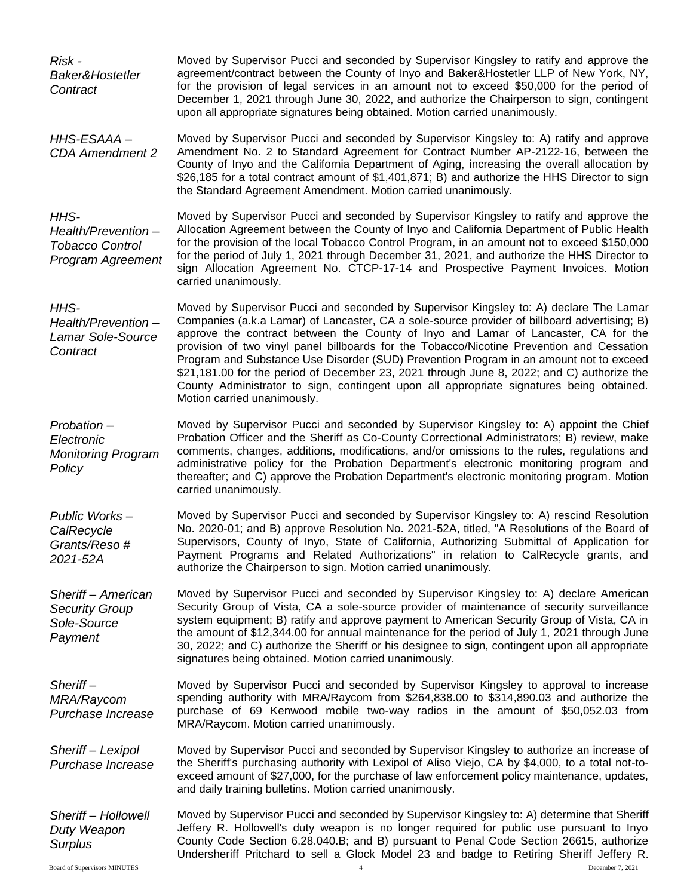*Risk - Baker&Hostetler Contract*

Moved by Supervisor Pucci and seconded by Supervisor Kingsley to ratify and approve the agreement/contract between the County of Inyo and Baker&Hostetler LLP of New York, NY, for the provision of legal services in an amount not to exceed $50,000 for the period of December 1, 2021 through June 30, 2022, and authorize the Chairperson to sign, contingent upon all appropriate signatures being obtained. Motion carried unanimously.

*HHS-ESAAA – CDA Amendment 2*

Moved by Supervisor Pucci and seconded by Supervisor Kingsley to: A) ratify and approve Amendment No. 2 to Standard Agreement for Contract Number AP-2122-16, between the County of Inyo and the California Department of Aging, increasing the overall allocation by $26,185 for a total contract amount of $1,401,871; B) and authorize the HHS Director to sign the Standard Agreement Amendment. Motion carried unanimously.

*HHS-Health/Prevention – Tobacco Control Program Agreement*

Moved by Supervisor Pucci and seconded by Supervisor Kingsley to ratify and approve the Allocation Agreement between the County of Inyo and California Department of Public Health for the provision of the local Tobacco Control Program, in an amount not to exceed $150,000 for the period of July 1, 2021 through December 31, 2021, and authorize the HHS Director to sign Allocation Agreement No. CTCP-17-14 and Prospective Payment Invoices. Motion carried unanimously.

*HHS-Health/Prevention – Lamar Sole-Source Contract*

Moved by Supervisor Pucci and seconded by Supervisor Kingsley to: A) declare The Lamar Companies (a.k.a Lamar) of Lancaster, CA a sole-source provider of billboard advertising; B) approve the contract between the County of Inyo and Lamar of Lancaster, CA for the provision of two vinyl panel billboards for the Tobacco/Nicotine Prevention and Cessation Program and Substance Use Disorder (SUD) Prevention Program in an amount not to exceed $21,181.00 for the period of December 23, 2021 through June 8, 2022; and C) authorize the County Administrator to sign, contingent upon all appropriate signatures being obtained. Motion carried unanimously.

*Probation – Electronic Monitoring Program Policy*

Moved by Supervisor Pucci and seconded by Supervisor Kingsley to: A) appoint the Chief Probation Officer and the Sheriff as Co-County Correctional Administrators; B) review, make comments, changes, additions, modifications, and/or omissions to the rules, regulations and administrative policy for the Probation Department's electronic monitoring program and thereafter; and C) approve the Probation Department's electronic monitoring program. Motion carried unanimously.

*Public Works – CalRecycle Grants/Reso # 2021-52A*

Moved by Supervisor Pucci and seconded by Supervisor Kingsley to: A) rescind Resolution No. 2020-01; and B) approve Resolution No. 2021-52A, titled, "A Resolutions of the Board of Supervisors, County of Inyo, State of California, Authorizing Submittal of Application for Payment Programs and Related Authorizations" in relation to CalRecycle grants, and authorize the Chairperson to sign. Motion carried unanimously.

*Sheriff – American Security Group Sole-Source Payment*

Moved by Supervisor Pucci and seconded by Supervisor Kingsley to: A) declare American Security Group of Vista, CA a sole-source provider of maintenance of security surveillance system equipment; B) ratify and approve payment to American Security Group of Vista, CA in the amount of $12,344.00 for annual maintenance for the period of July 1, 2021 through June 30, 2022; and C) authorize the Sheriff or his designee to sign, contingent upon all appropriate signatures being obtained. Motion carried unanimously.

*Sheriff – MRA/Raycom Purchase Increase*

Moved by Supervisor Pucci and seconded by Supervisor Kingsley to approval to increase spending authority with MRA/Raycom from $264,838.00 to $314,890.03 and authorize the purchase of 69 Kenwood mobile two-way radios in the amount of $50,052.03 from MRA/Raycom. Motion carried unanimously.

*Sheriff – Lexipol Purchase Increase*

Moved by Supervisor Pucci and seconded by Supervisor Kingsley to authorize an increase of the Sheriff's purchasing authority with Lexipol of Aliso Viejo, CA by $4,000, to a total not-to-exceed amount of $27,000, for the purchase of law enforcement policy maintenance, updates, and daily training bulletins. Motion carried unanimously.

*Sheriff – Hollowell Duty Weapon Surplus*

Moved by Supervisor Pucci and seconded by Supervisor Kingsley to: A) determine that Sheriff Jeffery R. Hollowell's duty weapon is no longer required for public use pursuant to Inyo County Code Section 6.28.040.B; and B) pursuant to Penal Code Section 26615, authorize Undersheriff Pritchard to sell a Glock Model 23 and badge to Retiring Sheriff Jeffery R.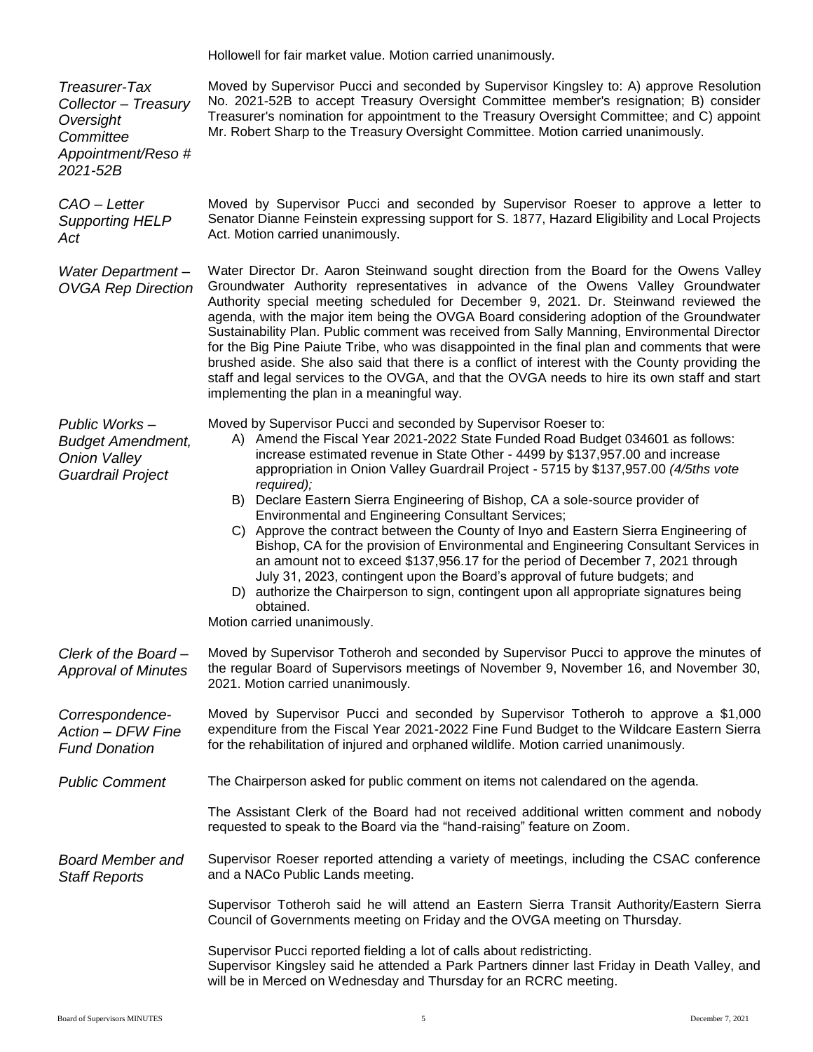Hollowell for fair market value. Motion carried unanimously.

*Treasurer-Tax Collector – Treasury Oversight Committee Appointment/Reso # 2021-52B*

Moved by Supervisor Pucci and seconded by Supervisor Kingsley to: A) approve Resolution No. 2021-52B to accept Treasury Oversight Committee member's resignation; B) consider Treasurer's nomination for appointment to the Treasury Oversight Committee; and C) appoint Mr. Robert Sharp to the Treasury Oversight Committee. Motion carried unanimously.

*CAO – Letter Supporting HELP Act*

Moved by Supervisor Pucci and seconded by Supervisor Roeser to approve a letter to Senator Dianne Feinstein expressing support for S. 1877, Hazard Eligibility and Local Projects Act. Motion carried unanimously.

*Water Department – OVGA Rep Direction*

Water Director Dr. Aaron Steinwand sought direction from the Board for the Owens Valley Groundwater Authority representatives in advance of the Owens Valley Groundwater Authority special meeting scheduled for December 9, 2021. Dr. Steinwand reviewed the agenda, with the major item being the OVGA Board considering adoption of the Groundwater Sustainability Plan. Public comment was received from Sally Manning, Environmental Director for the Big Pine Paiute Tribe, who was disappointed in the final plan and comments that were brushed aside. She also said that there is a conflict of interest with the County providing the staff and legal services to the OVGA, and that the OVGA needs to hire its own staff and start implementing the plan in a meaningful way.

*Public Works – Budget Amendment, Onion Valley Guardrail Project*

Moved by Supervisor Pucci and seconded by Supervisor Roeser to:

A) Amend the Fiscal Year 2021-2022 State Funded Road Budget 034601 as follows: increase estimated revenue in State Other - 4499 by $137,957.00 and increase appropriation in Onion Valley Guardrail Project - 5715 by $137,957.00 *(4/5ths vote required);*
B) Declare Eastern Sierra Engineering of Bishop, CA a sole-source provider of Environmental and Engineering Consultant Services;
C) Approve the contract between the County of Inyo and Eastern Sierra Engineering of Bishop, CA for the provision of Environmental and Engineering Consultant Services in an amount not to exceed $137,956.17 for the period of December 7, 2021 through July 31, 2023, contingent upon the Board's approval of future budgets; and
D) authorize the Chairperson to sign, contingent upon all appropriate signatures being obtained.

Motion carried unanimously.

*Clerk of the Board – Approval of Minutes*

Moved by Supervisor Totheroh and seconded by Supervisor Pucci to approve the minutes of the regular Board of Supervisors meetings of November 9, November 16, and November 30, 2021. Motion carried unanimously.

*Correspondence-Action – DFW Fine Fund Donation*

Moved by Supervisor Pucci and seconded by Supervisor Totheroh to approve a $1,000 expenditure from the Fiscal Year 2021-2022 Fine Fund Budget to the Wildcare Eastern Sierra for the rehabilitation of injured and orphaned wildlife. Motion carried unanimously.

*Public Comment*

The Chairperson asked for public comment on items not calendared on the agenda.

The Assistant Clerk of the Board had not received additional written comment and nobody requested to speak to the Board via the "hand-raising" feature on Zoom.

*Board Member and Staff Reports*

Supervisor Roeser reported attending a variety of meetings, including the CSAC conference and a NACo Public Lands meeting.

Supervisor Totheroh said he will attend an Eastern Sierra Transit Authority/Eastern Sierra Council of Governments meeting on Friday and the OVGA meeting on Thursday.

Supervisor Pucci reported fielding a lot of calls about redistricting.
Supervisor Kingsley said he attended a Park Partners dinner last Friday in Death Valley, and will be in Merced on Wednesday and Thursday for an RCRC meeting.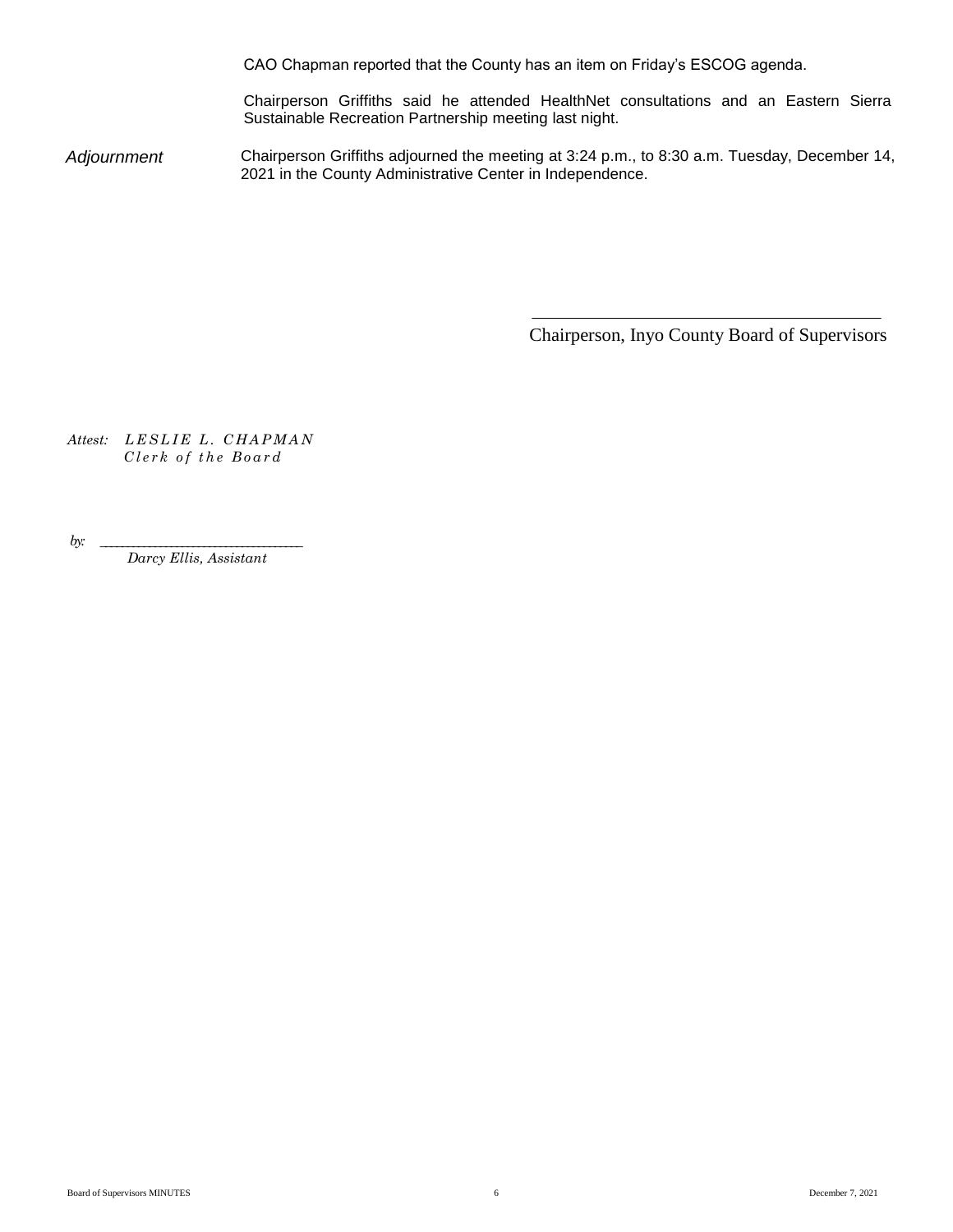CAO Chapman reported that the County has an item on Friday's ESCOG agenda.

Chairperson Griffiths said he attended HealthNet consultations and an Eastern Sierra Sustainable Recreation Partnership meeting last night.

*Adjournment* Chairperson Griffiths adjourned the meeting at 3:24 p.m., to 8:30 a.m. Tuesday, December 14, 2021 in the County Administrative Center in Independence.

\_\_\_\_\_\_\_\_\_\_\_\_\_\_\_\_\_\_\_\_\_\_\_\_\_\_\_\_\_\_\_\_\_\_\_\_\_\_\_\_\_\_

Chairperson, Inyo County Board of Supervisors

*Attest: LESLIE L. CHAPMAN*
*Clerk of the Board*

*by:* \_\_\_\_\_\_\_\_\_\_\_\_\_\_\_\_\_\_\_\_\_\_\_\_\_\_\_\_\_\_\_\_\_
*Darcy Ellis, Assistant*